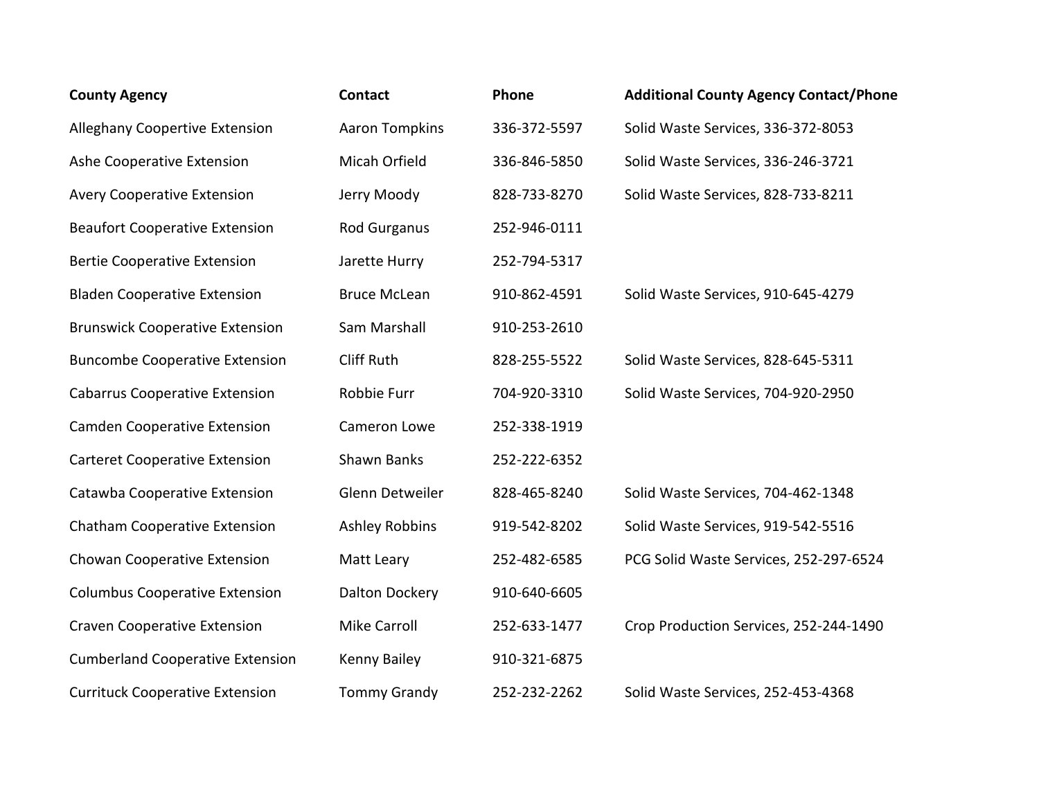| County Agency | Contact | Phone | Additional County Agency Contact/Phone |
|---|---|---|---|
| Alleghany Coopertive Extension | Aaron Tompkins | 336-372-5597 | Solid Waste Services, 336-372-8053 |
| Ashe Cooperative Extension | Micah Orfield | 336-846-5850 | Solid Waste Services, 336-246-3721 |
| Avery Cooperative Extension | Jerry Moody | 828-733-8270 | Solid Waste Services, 828-733-8211 |
| Beaufort Cooperative Extension | Rod Gurganus | 252-946-0111 | |
| Bertie Cooperative Extension | Jarette Hurry | 252-794-5317 | |
| Bladen Cooperative Extension | Bruce McLean | 910-862-4591 | Solid Waste Services, 910-645-4279 |
| Brunswick Cooperative Extension | Sam Marshall | 910-253-2610 | |
| Buncombe Cooperative Extension | Cliff Ruth | 828-255-5522 | Solid Waste Services, 828-645-5311 |
| Cabarrus Cooperative Extension | Robbie Furr | 704-920-3310 | Solid Waste Services, 704-920-2950 |
| Camden Cooperative Extension | Cameron Lowe | 252-338-1919 | |
| Carteret Cooperative Extension | Shawn Banks | 252-222-6352 | |
| Catawba Cooperative Extension | Glenn Detweiler | 828-465-8240 | Solid Waste Services, 704-462-1348 |
| Chatham Cooperative Extension | Ashley Robbins | 919-542-8202 | Solid Waste Services, 919-542-5516 |
| Chowan Cooperative Extension | Matt Leary | 252-482-6585 | PCG Solid Waste Services, 252-297-6524 |
| Columbus Cooperative Extension | Dalton Dockery | 910-640-6605 | |
| Craven Cooperative Extension | Mike Carroll | 252-633-1477 | Crop Production Services, 252-244-1490 |
| Cumberland Cooperative Extension | Kenny Bailey | 910-321-6875 | |
| Currituck Cooperative Extension | Tommy Grandy | 252-232-2262 | Solid Waste Services, 252-453-4368 |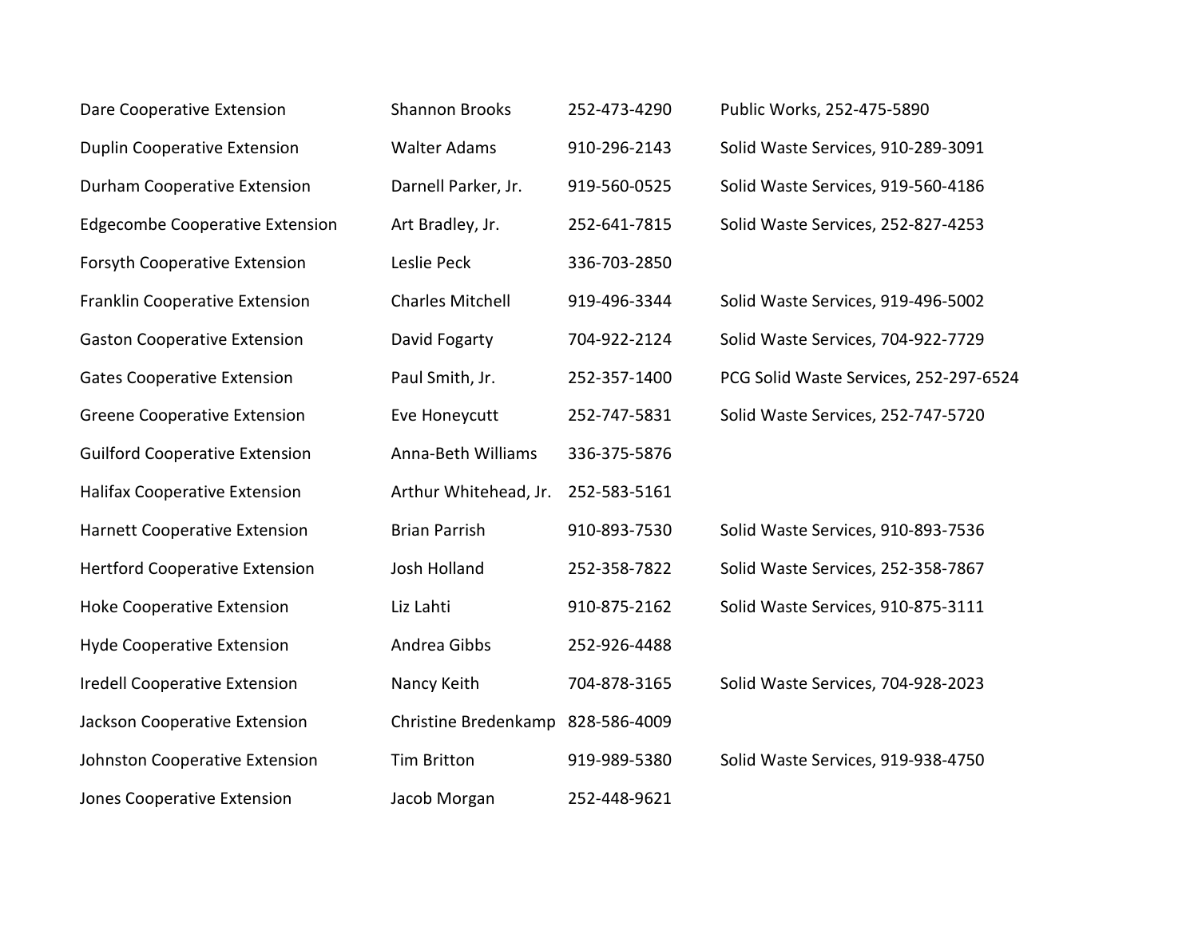| | | | |
|---|---|---|---|
| Dare Cooperative Extension | Shannon Brooks | 252-473-4290 | Public Works, 252-475-5890 |
| Duplin Cooperative Extension | Walter Adams | 910-296-2143 | Solid Waste Services, 910-289-3091 |
| Durham Cooperative Extension | Darnell Parker, Jr. | 919-560-0525 | Solid Waste Services, 919-560-4186 |
| Edgecombe Cooperative Extension | Art Bradley, Jr. | 252-641-7815 | Solid Waste Services, 252-827-4253 |
| Forsyth Cooperative Extension | Leslie Peck | 336-703-2850 | |
| Franklin Cooperative Extension | Charles Mitchell | 919-496-3344 | Solid Waste Services, 919-496-5002 |
| Gaston Cooperative Extension | David Fogarty | 704-922-2124 | Solid Waste Services, 704-922-7729 |
| Gates Cooperative Extension | Paul Smith, Jr. | 252-357-1400 | PCG Solid Waste Services, 252-297-6524 |
| Greene Cooperative Extension | Eve Honeycutt | 252-747-5831 | Solid Waste Services, 252-747-5720 |
| Guilford Cooperative Extension | Anna-Beth Williams | 336-375-5876 | |
| Halifax Cooperative Extension | Arthur Whitehead, Jr. | 252-583-5161 | |
| Harnett Cooperative Extension | Brian Parrish | 910-893-7530 | Solid Waste Services, 910-893-7536 |
| Hertford Cooperative Extension | Josh Holland | 252-358-7822 | Solid Waste Services, 252-358-7867 |
| Hoke Cooperative Extension | Liz Lahti | 910-875-2162 | Solid Waste Services, 910-875-3111 |
| Hyde Cooperative Extension | Andrea Gibbs | 252-926-4488 | |
| Iredell Cooperative Extension | Nancy Keith | 704-878-3165 | Solid Waste Services, 704-928-2023 |
| Jackson Cooperative Extension | Christine Bredenkamp | 828-586-4009 | |
| Johnston Cooperative Extension | Tim Britton | 919-989-5380 | Solid Waste Services, 919-938-4750 |
| Jones Cooperative Extension | Jacob Morgan | 252-448-9621 | |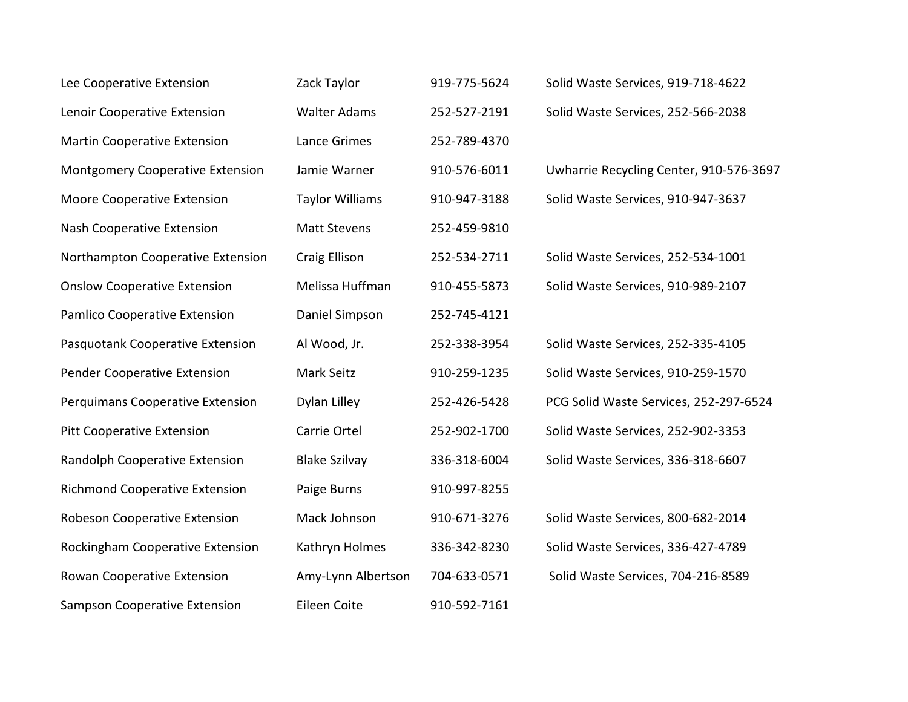| | | | |
|---|---|---|---|
| Lee Cooperative Extension | Zack Taylor | 919-775-5624 | Solid Waste Services, 919-718-4622 |
| Lenoir Cooperative Extension | Walter Adams | 252-527-2191 | Solid Waste Services, 252-566-2038 |
| Martin Cooperative Extension | Lance Grimes | 252-789-4370 | |
| Montgomery Cooperative Extension | Jamie Warner | 910-576-6011 | Uwharrie Recycling Center, 910-576-3697 |
| Moore Cooperative Extension | Taylor Williams | 910-947-3188 | Solid Waste Services, 910-947-3637 |
| Nash Cooperative Extension | Matt Stevens | 252-459-9810 | |
| Northampton Cooperative Extension | Craig Ellison | 252-534-2711 | Solid Waste Services, 252-534-1001 |
| Onslow Cooperative Extension | Melissa Huffman | 910-455-5873 | Solid Waste Services, 910-989-2107 |
| Pamlico Cooperative Extension | Daniel Simpson | 252-745-4121 | |
| Pasquotank Cooperative Extension | Al Wood, Jr. | 252-338-3954 | Solid Waste Services, 252-335-4105 |
| Pender Cooperative Extension | Mark Seitz | 910-259-1235 | Solid Waste Services, 910-259-1570 |
| Perquimans Cooperative Extension | Dylan Lilley | 252-426-5428 | PCG Solid Waste Services, 252-297-6524 |
| Pitt Cooperative Extension | Carrie Ortel | 252-902-1700 | Solid Waste Services, 252-902-3353 |
| Randolph Cooperative Extension | Blake Szilvay | 336-318-6004 | Solid Waste Services, 336-318-6607 |
| Richmond Cooperative Extension | Paige Burns | 910-997-8255 | |
| Robeson Cooperative Extension | Mack Johnson | 910-671-3276 | Solid Waste Services, 800-682-2014 |
| Rockingham Cooperative Extension | Kathryn Holmes | 336-342-8230 | Solid Waste Services, 336-427-4789 |
| Rowan Cooperative Extension | Amy-Lynn Albertson | 704-633-0571 | Solid Waste Services, 704-216-8589 |
| Sampson Cooperative Extension | Eileen Coite | 910-592-7161 | |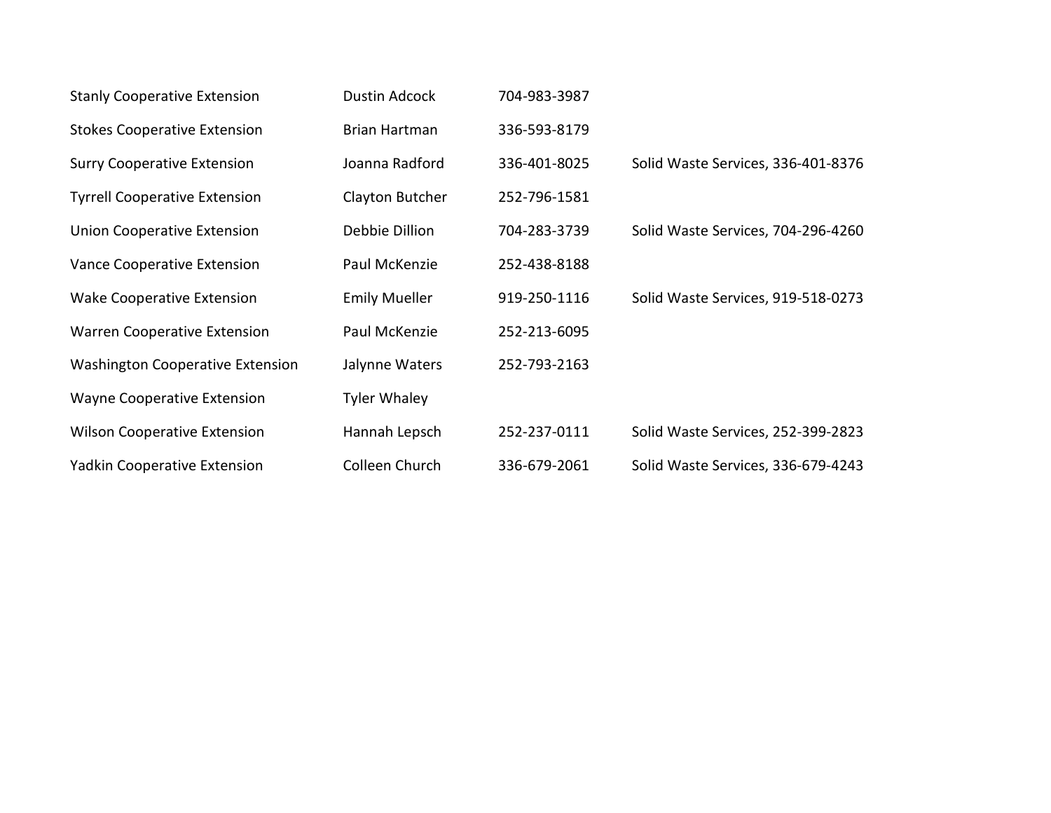| | | | |
|---|---|---|---|
| Stanly Cooperative Extension | Dustin Adcock | 704-983-3987 | |
| Stokes Cooperative Extension | Brian Hartman | 336-593-8179 | |
| Surry Cooperative Extension | Joanna Radford | 336-401-8025 | Solid Waste Services, 336-401-8376 |
| Tyrrell Cooperative Extension | Clayton Butcher | 252-796-1581 | |
| Union Cooperative Extension | Debbie Dillion | 704-283-3739 | Solid Waste Services, 704-296-4260 |
| Vance Cooperative Extension | Paul McKenzie | 252-438-8188 | |
| Wake Cooperative Extension | Emily Mueller | 919-250-1116 | Solid Waste Services, 919-518-0273 |
| Warren Cooperative Extension | Paul McKenzie | 252-213-6095 | |
| Washington Cooperative Extension | Jalynne Waters | 252-793-2163 | |
| Wayne Cooperative Extension | Tyler Whaley | | |
| Wilson Cooperative Extension | Hannah Lepsch | 252-237-0111 | Solid Waste Services, 252-399-2823 |
| Yadkin Cooperative Extension | Colleen Church | 336-679-2061 | Solid Waste Services, 336-679-4243 |